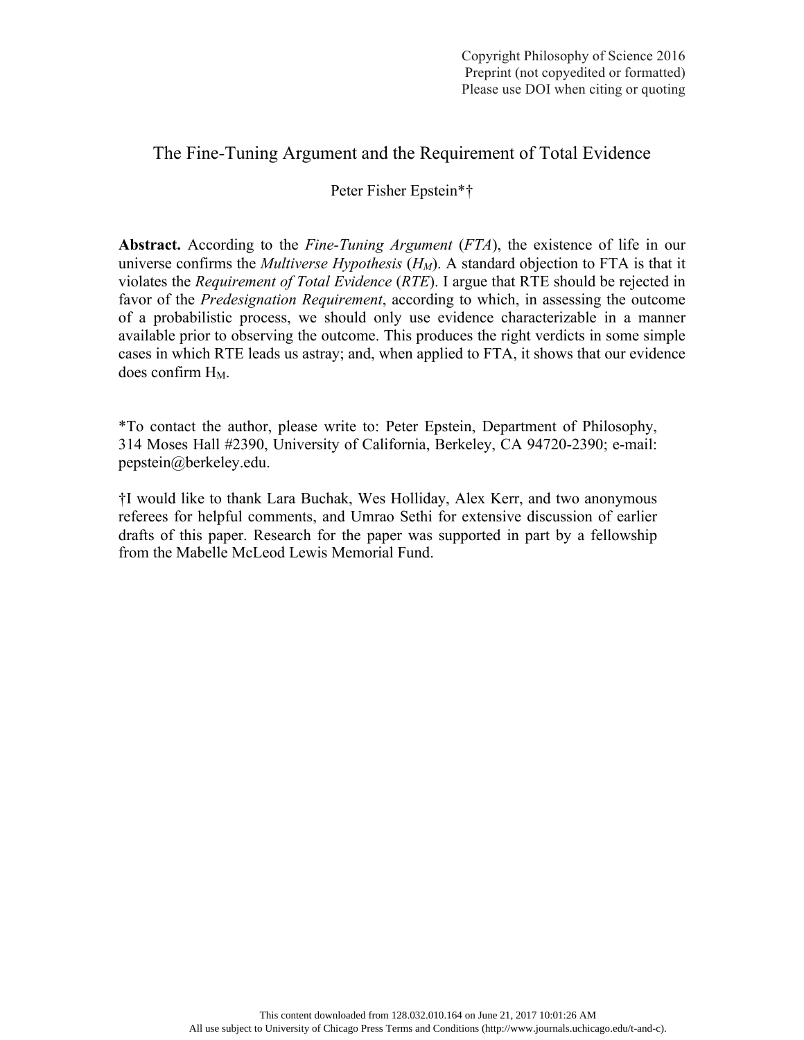# The Fine-Tuning Argument and the Requirement of Total Evidence

Peter Fisher Epstein*†

**Abstract.** According to the *Fine-Tuning Argument* (*FTA*), the existence of life in our universe confirms the *Multiverse Hypothesis* ($H_M$). A standard objection to FTA is that it violates the *Requirement of Total Evidence* (*RTE*). I argue that RTE should be rejected in favor of the *Predesignation Requirement*, according to which, in assessing the outcome of a probabilistic process, we should only use evidence characterizable in a manner available prior to observing the outcome. This produces the right verdicts in some simple cases in which RTE leads us astray; and, when applied to FTA, it shows that our evidence does confirm $H_M$.

*To contact the author, please write to: Peter Epstein, Department of Philosophy, 314 Moses Hall #2390, University of California, Berkeley, CA 94720-2390; e-mail: pepstein@berkeley.edu.

†I would like to thank Lara Buchak, Wes Holliday, Alex Kerr, and two anonymous referees for helpful comments, and Umrao Sethi for extensive discussion of earlier drafts of this paper. Research for the paper was supported in part by a fellowship from the Mabelle McLeod Lewis Memorial Fund.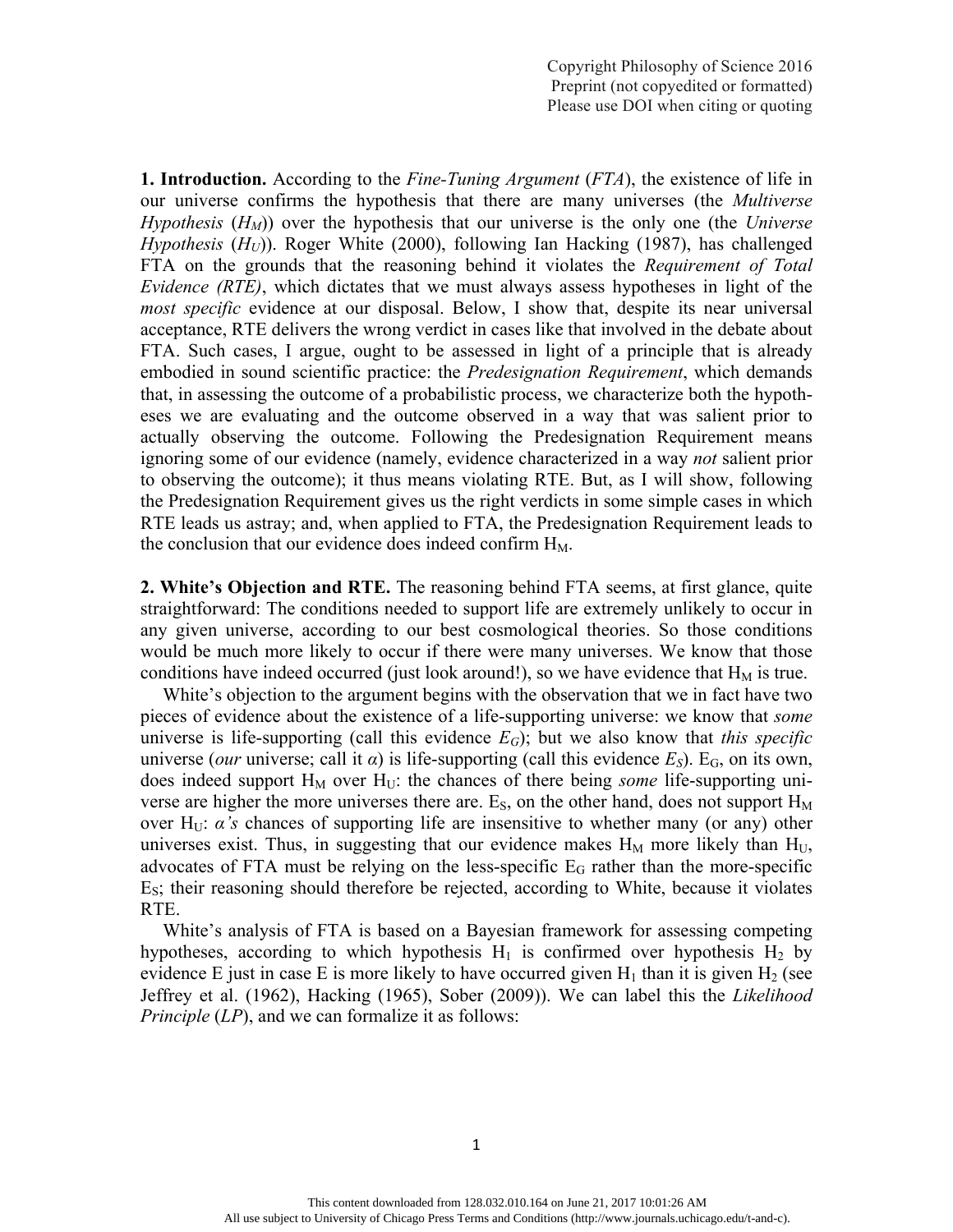**1. Introduction.** According to the *Fine-Tuning Argument* (*FTA*), the existence of life in our universe confirms the hypothesis that there are many universes (the *Multiverse Hypothesis* ($H_M$)) over the hypothesis that our universe is the only one (the *Universe Hypothesis* ($H_U$)). Roger White (2000), following Ian Hacking (1987), has challenged FTA on the grounds that the reasoning behind it violates the *Requirement of Total Evidence (RTE)*, which dictates that we must always assess hypotheses in light of the *most specific* evidence at our disposal. Below, I show that, despite its near universal acceptance, RTE delivers the wrong verdict in cases like that involved in the debate about FTA. Such cases, I argue, ought to be assessed in light of a principle that is already embodied in sound scientific practice: the *Predesignation Requirement*, which demands that, in assessing the outcome of a probabilistic process, we characterize both the hypotheses we are evaluating and the outcome observed in a way that was salient prior to actually observing the outcome. Following the Predesignation Requirement means ignoring some of our evidence (namely, evidence characterized in a way *not* salient prior to observing the outcome); it thus means violating RTE. But, as I will show, following the Predesignation Requirement gives us the right verdicts in some simple cases in which RTE leads us astray; and, when applied to FTA, the Predesignation Requirement leads to the conclusion that our evidence does indeed confirm $H_M$.

**2. White's Objection and RTE.** The reasoning behind FTA seems, at first glance, quite straightforward: The conditions needed to support life are extremely unlikely to occur in any given universe, according to our best cosmological theories. So those conditions would be much more likely to occur if there were many universes. We know that those conditions have indeed occurred (just look around!), so we have evidence that $H_M$ is true.

White's objection to the argument begins with the observation that we in fact have two pieces of evidence about the existence of a life-supporting universe: we know that *some* universe is life-supporting (call this evidence $E_G$); but we also know that *this specific* universe (*our* universe; call it $\alpha$) is life-supporting (call this evidence $E_S$). $E_G$, on its own, does indeed support $H_M$ over $H_U$: the chances of there being *some* life-supporting universe are higher the more universes there are. $E_S$, on the other hand, does not support $H_M$ over $H_U$: *$\alpha$'s* chances of supporting life are insensitive to whether many (or any) other universes exist. Thus, in suggesting that our evidence makes $H_M$ more likely than $H_U$, advocates of FTA must be relying on the less-specific $E_G$ rather than the more-specific $E_S$; their reasoning should therefore be rejected, according to White, because it violates RTE.

White's analysis of FTA is based on a Bayesian framework for assessing competing hypotheses, according to which hypothesis $H_1$ is confirmed over hypothesis $H_2$ by evidence E just in case E is more likely to have occurred given $H_1$ than it is given $H_2$ (see Jeffrey et al. (1962), Hacking (1965), Sober (2009)). We can label this the *Likelihood Principle* (*LP*), and we can formalize it as follows: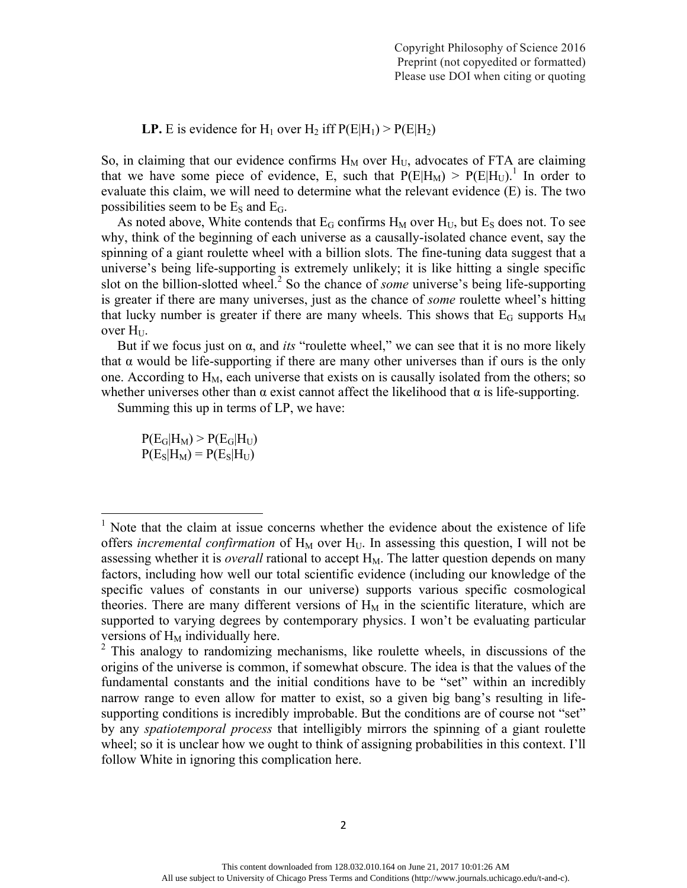**LP.** E is evidence for $H_1$ over $H_2$ iff $P(E|H_1) > P(E|H_2)$

So, in claiming that our evidence confirms $H_M$ over $H_U$, advocates of FTA are claiming that we have some piece of evidence, E, such that $P(E|H_M) > P(E|H_U)$.[1] In order to evaluate this claim, we will need to determine what the relevant evidence (E) is. The two possibilities seem to be $E_S$ and $E_G$.

As noted above, White contends that $E_G$ confirms $H_M$ over $H_U$, but $E_S$ does not. To see why, think of the beginning of each universe as a causally-isolated chance event, say the spinning of a giant roulette wheel with a billion slots. The fine-tuning data suggest that a universe's being life-supporting is extremely unlikely; it is like hitting a single specific slot on the billion-slotted wheel.[2] So the chance of *some* universe's being life-supporting is greater if there are many universes, just as the chance of *some* roulette wheel's hitting that lucky number is greater if there are many wheels. This shows that $E_G$ supports $H_M$ over $H_U$.

But if we focus just on α, and *its* "roulette wheel," we can see that it is no more likely that α would be life-supporting if there are many other universes than if ours is the only one. According to $H_M$, each universe that exists on is causally isolated from the others; so whether universes other than α exist cannot affect the likelihood that α is life-supporting.

Summing this up in terms of LP, we have:

$P(E_G|H_M) > P(E_G|H_U)$
$P(E_S|H_M) = P(E_S|H_U)$

---

[1] Note that the claim at issue concerns whether the evidence about the existence of life offers *incremental confirmation* of $H_M$ over $H_U$. In assessing this question, I will not be assessing whether it is *overall* rational to accept $H_M$. The latter question depends on many factors, including how well our total scientific evidence (including our knowledge of the specific values of constants in our universe) supports various specific cosmological theories. There are many different versions of $H_M$ in the scientific literature, which are supported to varying degrees by contemporary physics. I won't be evaluating particular versions of $H_M$ individually here.

[2] This analogy to randomizing mechanisms, like roulette wheels, in discussions of the origins of the universe is common, if somewhat obscure. The idea is that the values of the fundamental constants and the initial conditions have to be "set" within an incredibly narrow range to even allow for matter to exist, so a given big bang's resulting in life-supporting conditions is incredibly improbable. But the conditions are of course not "set" by any *spatiotemporal process* that intelligibly mirrors the spinning of a giant roulette wheel; so it is unclear how we ought to think of assigning probabilities in this context. I'll follow White in ignoring this complication here.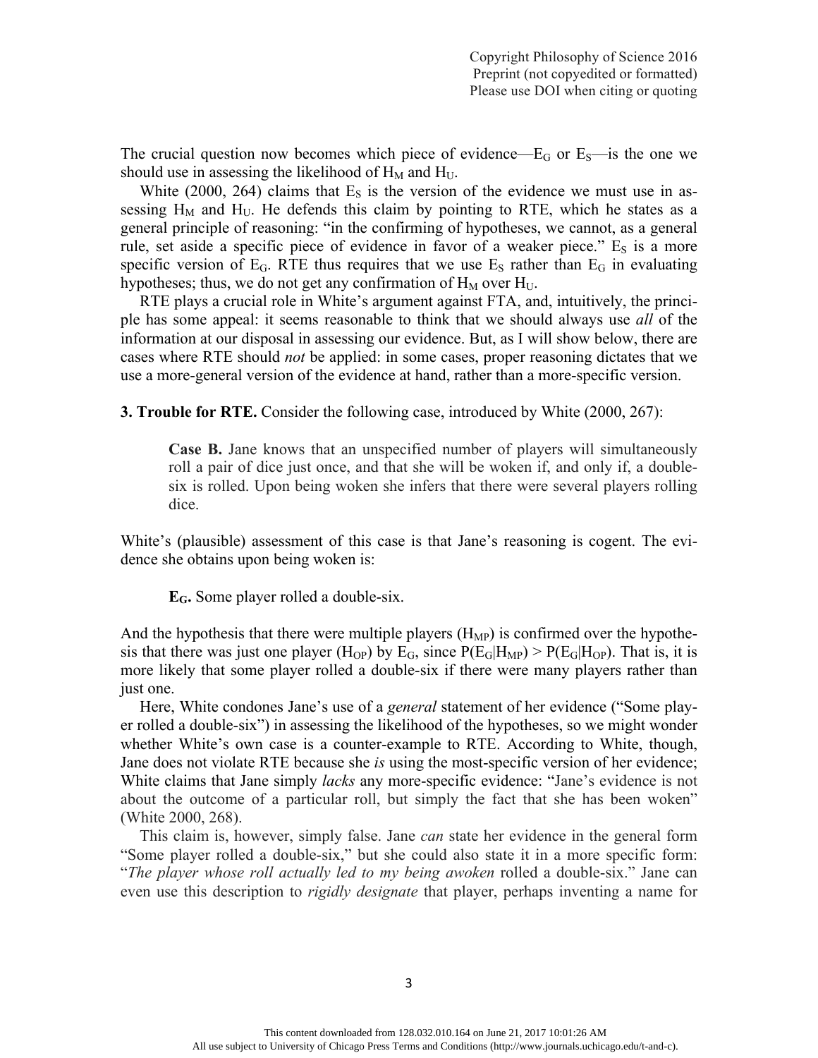The crucial question now becomes which piece of evidence—$E_G$ or $E_S$—is the one we should use in assessing the likelihood of $H_M$ and $H_U$.

White (2000, 264) claims that $E_S$ is the version of the evidence we must use in assessing $H_M$ and $H_U$. He defends this claim by pointing to RTE, which he states as a general principle of reasoning: "in the confirming of hypotheses, we cannot, as a general rule, set aside a specific piece of evidence in favor of a weaker piece." $E_S$ is a more specific version of $E_G$. RTE thus requires that we use $E_S$ rather than $E_G$ in evaluating hypotheses; thus, we do not get any confirmation of $H_M$ over $H_U$.

RTE plays a crucial role in White's argument against FTA, and, intuitively, the principle has some appeal: it seems reasonable to think that we should always use *all* of the information at our disposal in assessing our evidence. But, as I will show below, there are cases where RTE should *not* be applied: in some cases, proper reasoning dictates that we use a more-general version of the evidence at hand, rather than a more-specific version.

**3. Trouble for RTE.** Consider the following case, introduced by White (2000, 267):

> **Case B.** Jane knows that an unspecified number of players will simultaneously roll a pair of dice just once, and that she will be woken if, and only if, a double-six is rolled. Upon being woken she infers that there were several players rolling dice.

White's (plausible) assessment of this case is that Jane's reasoning is cogent. The evidence she obtains upon being woken is:

> **$E_G$.** Some player rolled a double-six.

And the hypothesis that there were multiple players ($H_{MP}$) is confirmed over the hypothesis that there was just one player ($H_{OP}$) by $E_G$, since $P(E_G|H_{MP}) > P(E_G|H_{OP})$. That is, it is more likely that some player rolled a double-six if there were many players rather than just one.

Here, White condones Jane's use of a *general* statement of her evidence ("Some player rolled a double-six") in assessing the likelihood of the hypotheses, so we might wonder whether White's own case is a counter-example to RTE. According to White, though, Jane does not violate RTE because she *is* using the most-specific version of her evidence; White claims that Jane simply *lacks* any more-specific evidence: "Jane's evidence is not about the outcome of a particular roll, but simply the fact that she has been woken" (White 2000, 268).

This claim is, however, simply false. Jane *can* state her evidence in the general form "Some player rolled a double-six," but she could also state it in a more specific form: "*The player whose roll actually led to my being awoken* rolled a double-six." Jane can even use this description to *rigidly designate* that player, perhaps inventing a name for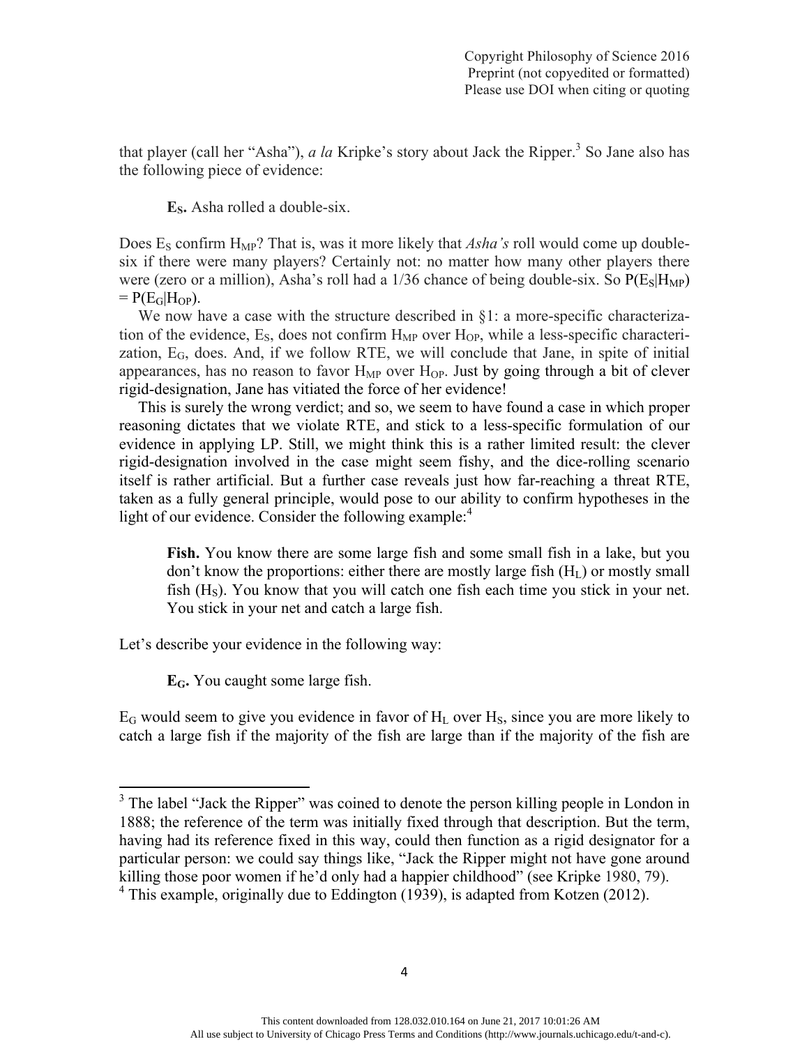that player (call her "Asha"), *a la* Kripke's story about Jack the Ripper.[3] So Jane also has the following piece of evidence:

> **$E_S$.** Asha rolled a double-six.

Does $E_S$ confirm $H_{MP}$? That is, was it more likely that *Asha's* roll would come up double-six if there were many players? Certainly not: no matter how many other players there were (zero or a million), Asha's roll had a 1/36 chance of being double-six. So $P(E_S|H_{MP}) = P(E_G|H_{OP})$.

We now have a case with the structure described in §1: a more-specific characterization of the evidence, $E_S$, does not confirm $H_{MP}$ over $H_{OP}$, while a less-specific characterization, $E_G$, does. And, if we follow RTE, we will conclude that Jane, in spite of initial appearances, has no reason to favor $H_{MP}$ over $H_{OP}$. Just by going through a bit of clever rigid-designation, Jane has vitiated the force of her evidence!

This is surely the wrong verdict; and so, we seem to have found a case in which proper reasoning dictates that we violate RTE, and stick to a less-specific formulation of our evidence in applying LP. Still, we might think this is a rather limited result: the clever rigid-designation involved in the case might seem fishy, and the dice-rolling scenario itself is rather artificial. But a further case reveals just how far-reaching a threat RTE, taken as a fully general principle, would pose to our ability to confirm hypotheses in the light of our evidence. Consider the following example:[4]

> **Fish.** You know there are some large fish and some small fish in a lake, but you don't know the proportions: either there are mostly large fish ($H_L$) or mostly small fish ($H_S$). You know that you will catch one fish each time you stick in your net. You stick in your net and catch a large fish.

Let's describe your evidence in the following way:

> **$E_G$.** You caught some large fish.

$E_G$ would seem to give you evidence in favor of $H_L$ over $H_S$, since you are more likely to catch a large fish if the majority of the fish are large than if the majority of the fish are

---

[3] The label "Jack the Ripper" was coined to denote the person killing people in London in 1888; the reference of the term was initially fixed through that description. But the term, having had its reference fixed in this way, could then function as a rigid designator for a particular person: we could say things like, "Jack the Ripper might not have gone around killing those poor women if he'd only had a happier childhood" (see Kripke 1980, 79).

[4] This example, originally due to Eddington (1939), is adapted from Kotzen (2012).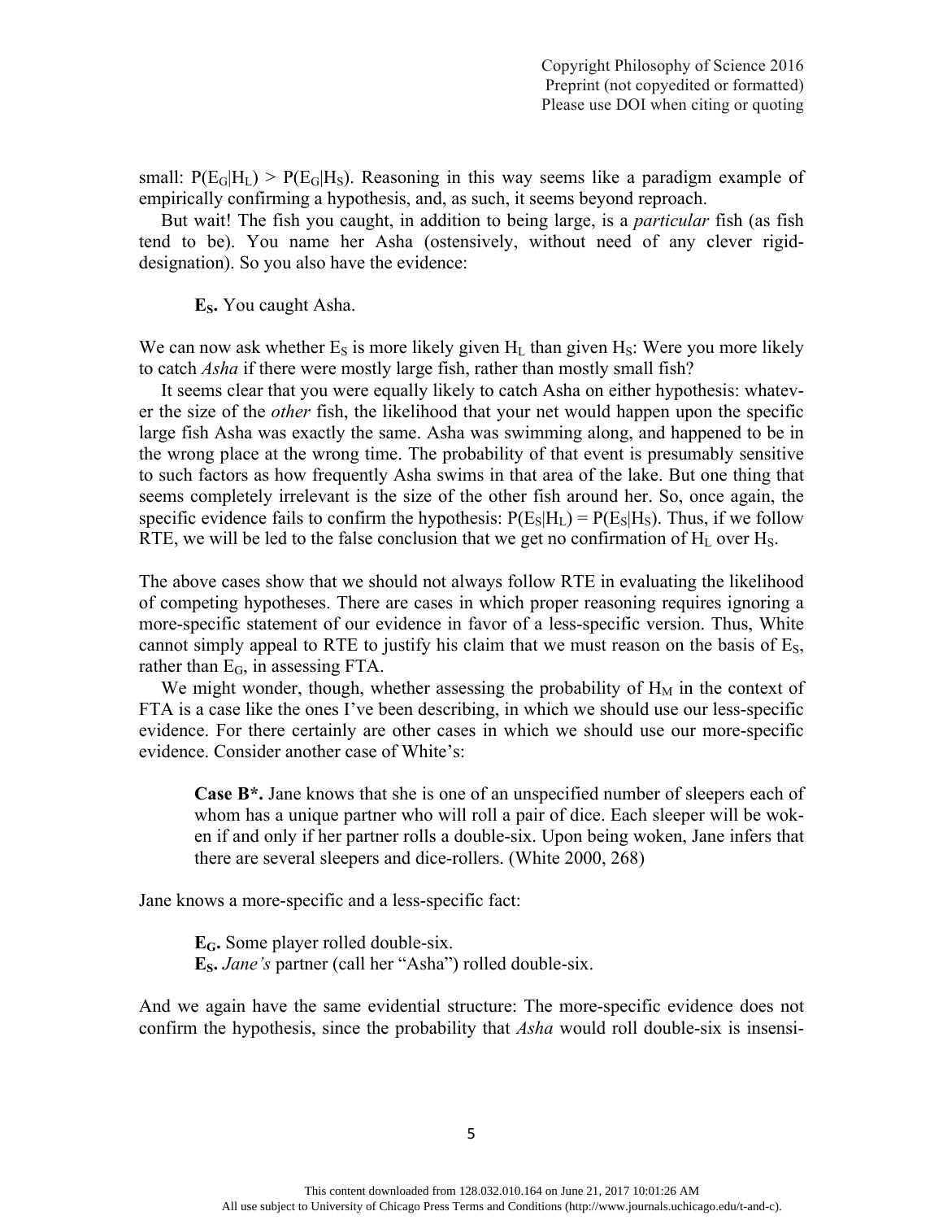small: $P(E_G|H_L) > P(E_G|H_S)$. Reasoning in this way seems like a paradigm example of empirically confirming a hypothesis, and, as such, it seems beyond reproach.

But wait! The fish you caught, in addition to being large, is a *particular* fish (as fish tend to be). You name her Asha (ostensively, without need of any clever rigid-designation). So you also have the evidence:

> **$E_S$.** You caught Asha.

We can now ask whether $E_S$ is more likely given $H_L$ than given $H_S$: Were you more likely to catch *Asha* if there were mostly large fish, rather than mostly small fish?

It seems clear that you were equally likely to catch Asha on either hypothesis: whatever the size of the *other* fish, the likelihood that your net would happen upon the specific large fish Asha was exactly the same. Asha was swimming along, and happened to be in the wrong place at the wrong time. The probability of that event is presumably sensitive to such factors as how frequently Asha swims in that area of the lake. But one thing that seems completely irrelevant is the size of the other fish around her. So, once again, the specific evidence fails to confirm the hypothesis: $P(E_S|H_L) = P(E_S|H_S)$. Thus, if we follow RTE, we will be led to the false conclusion that we get no confirmation of $H_L$ over $H_S$.

The above cases show that we should not always follow RTE in evaluating the likelihood of competing hypotheses. There are cases in which proper reasoning requires ignoring a more-specific statement of our evidence in favor of a less-specific version. Thus, White cannot simply appeal to RTE to justify his claim that we must reason on the basis of $E_S$, rather than $E_G$, in assessing FTA.

We might wonder, though, whether assessing the probability of $H_M$ in the context of FTA is a case like the ones I've been describing, in which we should use our less-specific evidence. For there certainly are other cases in which we should use our more-specific evidence. Consider another case of White's:

> **Case B\*.** Jane knows that she is one of an unspecified number of sleepers each of whom has a unique partner who will roll a pair of dice. Each sleeper will be woken if and only if her partner rolls a double-six. Upon being woken, Jane infers that there are several sleepers and dice-rollers. (White 2000, 268)

Jane knows a more-specific and a less-specific fact:

> **$E_G$.** Some player rolled double-six.
> **$E_S$.** *Jane's* partner (call her "Asha") rolled double-six.

And we again have the same evidential structure: The more-specific evidence does not confirm the hypothesis, since the probability that *Asha* would roll double-six is insensi-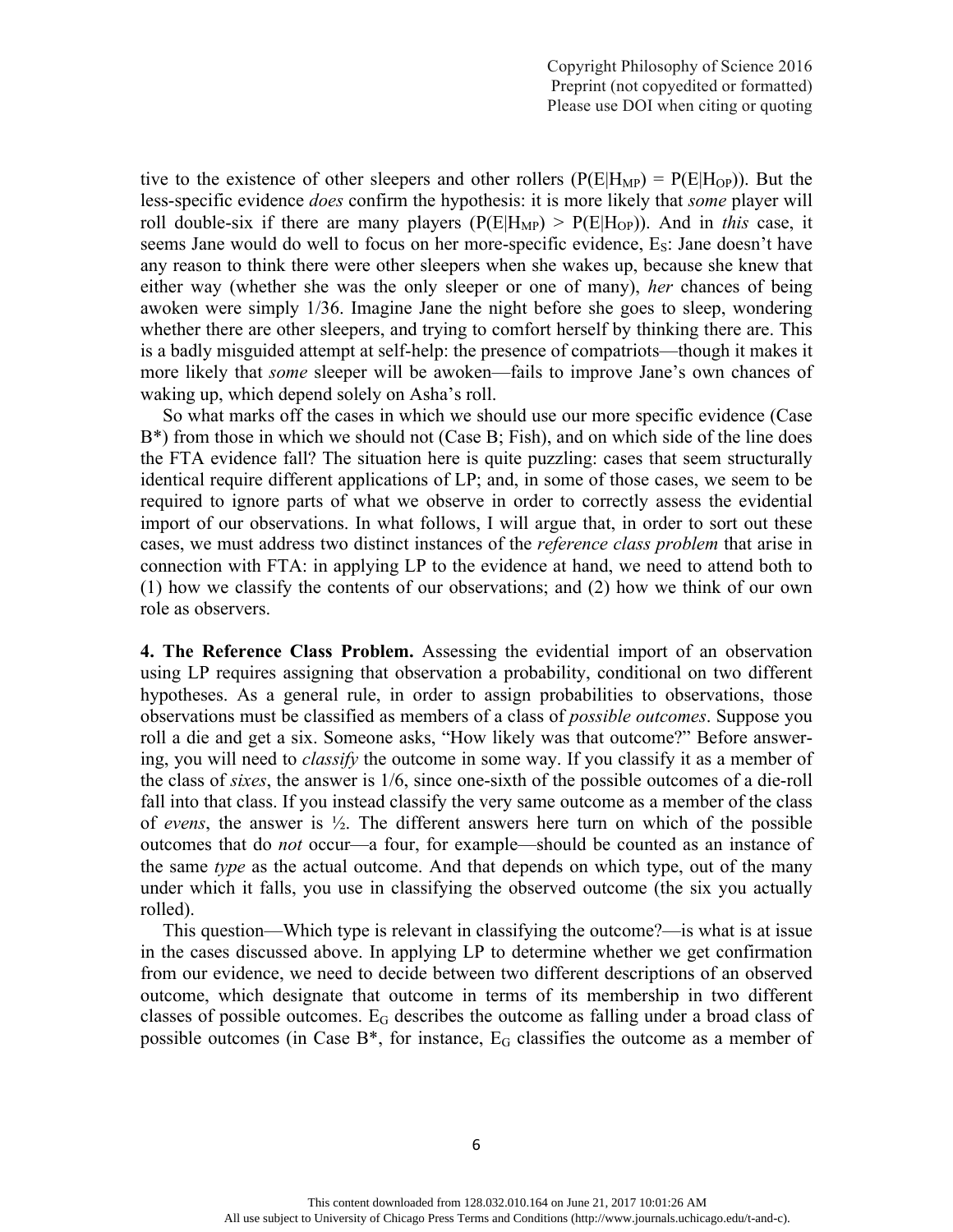tive to the existence of other sleepers and other rollers ($P(E|H_{MP}) = P(E|H_{OP})$). But the less-specific evidence *does* confirm the hypothesis: it is more likely that *some* player will roll double-six if there are many players ($P(E|H_{MP}) > P(E|H_{OP})$). And in *this* case, it seems Jane would do well to focus on her more-specific evidence, $E_S$: Jane doesn't have any reason to think there were other sleepers when she wakes up, because she knew that either way (whether she was the only sleeper or one of many), *her* chances of being awoken were simply 1/36. Imagine Jane the night before she goes to sleep, wondering whether there are other sleepers, and trying to comfort herself by thinking there are. This is a badly misguided attempt at self-help: the presence of compatriots—though it makes it more likely that *some* sleeper will be awoken—fails to improve Jane's own chances of waking up, which depend solely on Asha's roll.

So what marks off the cases in which we should use our more specific evidence (Case B*) from those in which we should not (Case B; Fish), and on which side of the line does the FTA evidence fall? The situation here is quite puzzling: cases that seem structurally identical require different applications of LP; and, in some of those cases, we seem to be required to ignore parts of what we observe in order to correctly assess the evidential import of our observations. In what follows, I will argue that, in order to sort out these cases, we must address two distinct instances of the *reference class problem* that arise in connection with FTA: in applying LP to the evidence at hand, we need to attend both to (1) how we classify the contents of our observations; and (2) how we think of our own role as observers.

**4. The Reference Class Problem.** Assessing the evidential import of an observation using LP requires assigning that observation a probability, conditional on two different hypotheses. As a general rule, in order to assign probabilities to observations, those observations must be classified as members of a class of *possible outcomes*. Suppose you roll a die and get a six. Someone asks, "How likely was that outcome?" Before answering, you will need to *classify* the outcome in some way. If you classify it as a member of the class of *sixes*, the answer is 1/6, since one-sixth of the possible outcomes of a die-roll fall into that class. If you instead classify the very same outcome as a member of the class of *evens*, the answer is ½. The different answers here turn on which of the possible outcomes that do *not* occur—a four, for example—should be counted as an instance of the same *type* as the actual outcome. And that depends on which type, out of the many under which it falls, you use in classifying the observed outcome (the six you actually rolled).

This question—Which type is relevant in classifying the outcome?—is what is at issue in the cases discussed above. In applying LP to determine whether we get confirmation from our evidence, we need to decide between two different descriptions of an observed outcome, which designate that outcome in terms of its membership in two different classes of possible outcomes. $E_G$ describes the outcome as falling under a broad class of possible outcomes (in Case B*, for instance, $E_G$ classifies the outcome as a member of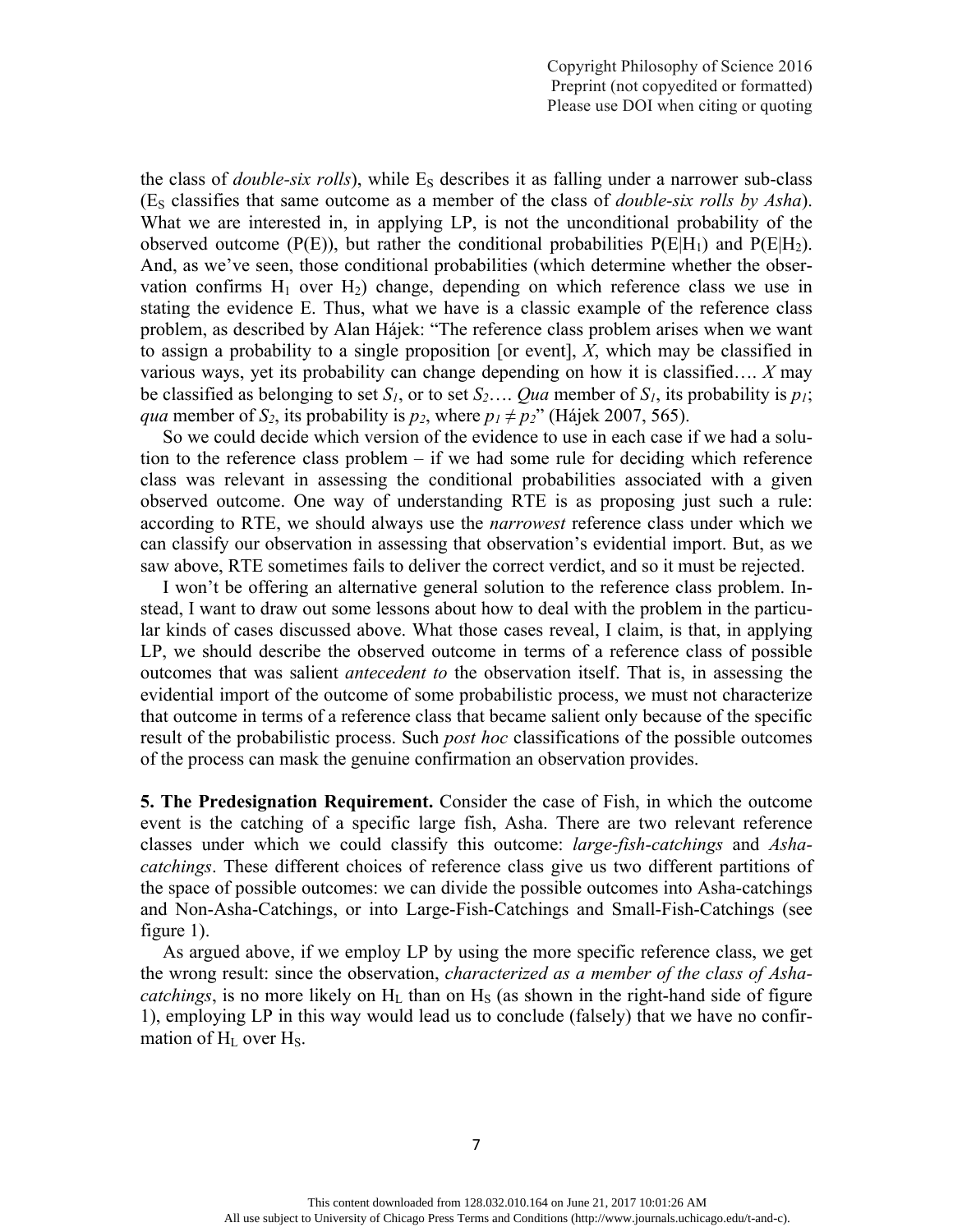the class of *double-six rolls*), while $E_S$ describes it as falling under a narrower sub-class ($E_S$ classifies that same outcome as a member of the class of *double-six rolls by Asha*). What we are interested in, in applying LP, is not the unconditional probability of the observed outcome (P(E)), but rather the conditional probabilities $P(E|H_1)$ and $P(E|H_2)$. And, as we've seen, those conditional probabilities (which determine whether the observation confirms $H_1$ over $H_2$) change, depending on which reference class we use in stating the evidence E. Thus, what we have is a classic example of the reference class problem, as described by Alan Hájek: "The reference class problem arises when we want to assign a probability to a single proposition [or event], *X*, which may be classified in various ways, yet its probability can change depending on how it is classified…. *X* may be classified as belonging to set $S_1$, or to set $S_2$…. *Qua* member of $S_1$, its probability is $p_1$; *qua* member of $S_2$, its probability is $p_2$, where $p_1 \neq p_2$" (Hájek 2007, 565).

So we could decide which version of the evidence to use in each case if we had a solution to the reference class problem – if we had some rule for deciding which reference class was relevant in assessing the conditional probabilities associated with a given observed outcome. One way of understanding RTE is as proposing just such a rule: according to RTE, we should always use the *narrowest* reference class under which we can classify our observation in assessing that observation's evidential import. But, as we saw above, RTE sometimes fails to deliver the correct verdict, and so it must be rejected.

I won't be offering an alternative general solution to the reference class problem. Instead, I want to draw out some lessons about how to deal with the problem in the particular kinds of cases discussed above. What those cases reveal, I claim, is that, in applying LP, we should describe the observed outcome in terms of a reference class of possible outcomes that was salient *antecedent to* the observation itself. That is, in assessing the evidential import of the outcome of some probabilistic process, we must not characterize that outcome in terms of a reference class that became salient only because of the specific result of the probabilistic process. Such *post hoc* classifications of the possible outcomes of the process can mask the genuine confirmation an observation provides.

**5. The Predesignation Requirement.** Consider the case of Fish, in which the outcome event is the catching of a specific large fish, Asha. There are two relevant reference classes under which we could classify this outcome: *large-fish-catchings* and *Asha-catchings*. These different choices of reference class give us two different partitions of the space of possible outcomes: we can divide the possible outcomes into Asha-catchings and Non-Asha-Catchings, or into Large-Fish-Catchings and Small-Fish-Catchings (see figure 1).

As argued above, if we employ LP by using the more specific reference class, we get the wrong result: since the observation, *characterized as a member of the class of Asha-catchings*, is no more likely on $H_L$ than on $H_S$ (as shown in the right-hand side of figure 1), employing LP in this way would lead us to conclude (falsely) that we have no confirmation of $H_L$ over $H_S$.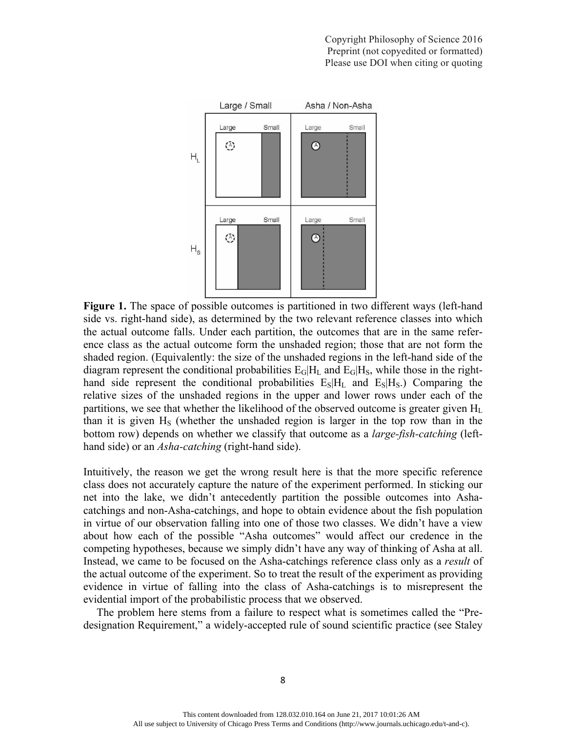**Figure 1.** The space of possible outcomes is partitioned in two different ways (left-hand side vs. right-hand side), as determined by the two relevant reference classes into which the actual outcome falls. Under each partition, the outcomes that are in the same reference class as the actual outcome form the unshaded region; those that are not form the shaded region. (Equivalently: the size of the unshaded regions in the left-hand side of the diagram represent the conditional probabilities $E_G|H_L$ and $E_G|H_S$, while those in the right-hand side represent the conditional probabilities $E_S|H_L$ and $E_S|H_S$.) Comparing the relative sizes of the unshaded regions in the upper and lower rows under each of the partitions, we see that whether the likelihood of the observed outcome is greater given $H_L$ than it is given $H_S$ (whether the unshaded region is larger in the top row than in the bottom row) depends on whether we classify that outcome as a *large-fish-catching* (left-hand side) or an *Asha-catching* (right-hand side).

Intuitively, the reason we get the wrong result here is that the more specific reference class does not accurately capture the nature of the experiment performed. In sticking our net into the lake, we didn't antecedently partition the possible outcomes into Asha-catchings and non-Asha-catchings, and hope to obtain evidence about the fish population in virtue of our observation falling into one of those two classes. We didn't have a view about how each of the possible "Asha outcomes" would affect our credence in the competing hypotheses, because we simply didn't have any way of thinking of Asha at all. Instead, we came to be focused on the Asha-catchings reference class only as a *result* of the actual outcome of the experiment. So to treat the result of the experiment as providing evidence in virtue of falling into the class of Asha-catchings is to misrepresent the evidential import of the probabilistic process that we observed.

The problem here stems from a failure to respect what is sometimes called the "Predesignation Requirement," a widely-accepted rule of sound scientific practice (see Staley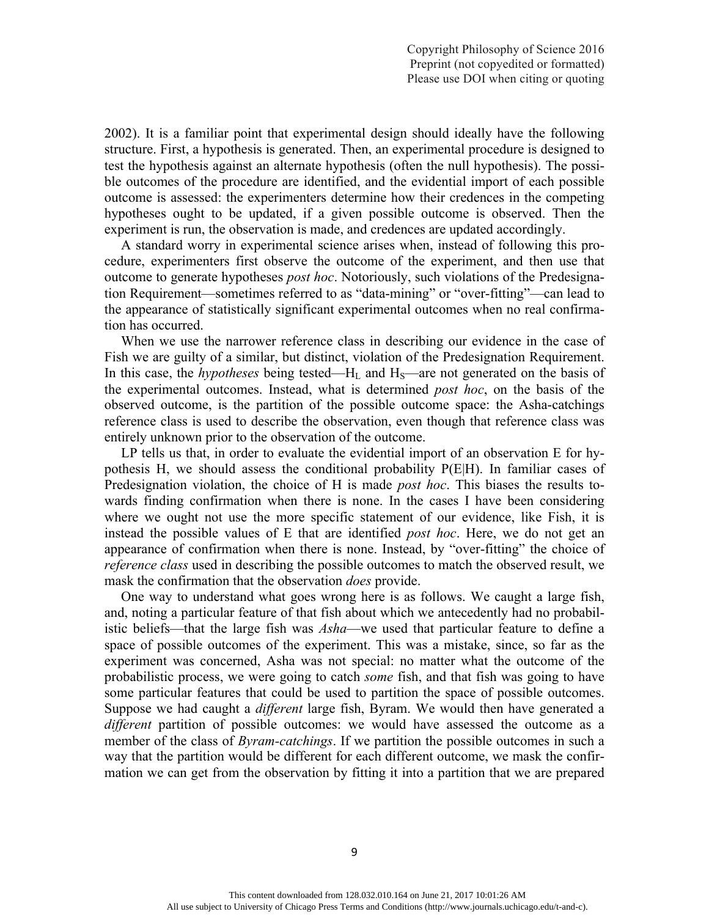2002). It is a familiar point that experimental design should ideally have the following structure. First, a hypothesis is generated. Then, an experimental procedure is designed to test the hypothesis against an alternate hypothesis (often the null hypothesis). The possible outcomes of the procedure are identified, and the evidential import of each possible outcome is assessed: the experimenters determine how their credences in the competing hypotheses ought to be updated, if a given possible outcome is observed. Then the experiment is run, the observation is made, and credences are updated accordingly.

A standard worry in experimental science arises when, instead of following this procedure, experimenters first observe the outcome of the experiment, and then use that outcome to generate hypotheses *post hoc*. Notoriously, such violations of the Predesignation Requirement—sometimes referred to as "data-mining" or "over-fitting"—can lead to the appearance of statistically significant experimental outcomes when no real confirmation has occurred.

When we use the narrower reference class in describing our evidence in the case of Fish we are guilty of a similar, but distinct, violation of the Predesignation Requirement. In this case, the *hypotheses* being tested—$H_L$ and $H_S$—are not generated on the basis of the experimental outcomes. Instead, what is determined *post hoc*, on the basis of the observed outcome, is the partition of the possible outcome space: the Asha-catchings reference class is used to describe the observation, even though that reference class was entirely unknown prior to the observation of the outcome.

LP tells us that, in order to evaluate the evidential import of an observation E for hypothesis H, we should assess the conditional probability P(E|H). In familiar cases of Predesignation violation, the choice of H is made *post hoc*. This biases the results towards finding confirmation when there is none. In the cases I have been considering where we ought not use the more specific statement of our evidence, like Fish, it is instead the possible values of E that are identified *post hoc*. Here, we do not get an appearance of confirmation when there is none. Instead, by "over-fitting" the choice of *reference class* used in describing the possible outcomes to match the observed result, we mask the confirmation that the observation *does* provide.

One way to understand what goes wrong here is as follows. We caught a large fish, and, noting a particular feature of that fish about which we antecedently had no probabilistic beliefs—that the large fish was *Asha*—we used that particular feature to define a space of possible outcomes of the experiment. This was a mistake, since, so far as the experiment was concerned, Asha was not special: no matter what the outcome of the probabilistic process, we were going to catch *some* fish, and that fish was going to have some particular features that could be used to partition the space of possible outcomes. Suppose we had caught a *different* large fish, Byram. We would then have generated a *different* partition of possible outcomes: we would have assessed the outcome as a member of the class of *Byram-catchings*. If we partition the possible outcomes in such a way that the partition would be different for each different outcome, we mask the confirmation we can get from the observation by fitting it into a partition that we are prepared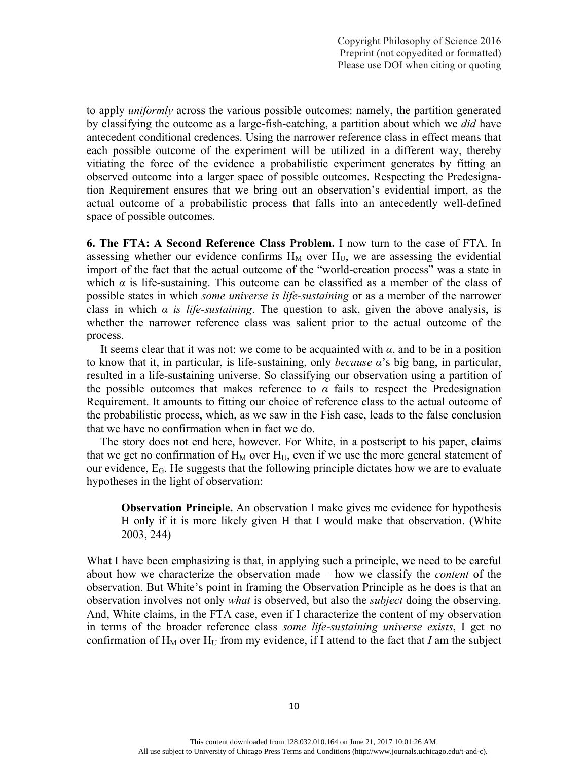to apply *uniformly* across the various possible outcomes: namely, the partition generated by classifying the outcome as a large-fish-catching, a partition about which we *did* have antecedent conditional credences. Using the narrower reference class in effect means that each possible outcome of the experiment will be utilized in a different way, thereby vitiating the force of the evidence a probabilistic experiment generates by fitting an observed outcome into a larger space of possible outcomes. Respecting the Predesignation Requirement ensures that we bring out an observation's evidential import, as the actual outcome of a probabilistic process that falls into an antecedently well-defined space of possible outcomes.

**6. The FTA: A Second Reference Class Problem.** I now turn to the case of FTA. In assessing whether our evidence confirms $H_M$ over $H_U$, we are assessing the evidential import of the fact that the actual outcome of the "world-creation process" was a state in which $\alpha$ is life-sustaining. This outcome can be classified as a member of the class of possible states in which *some universe is life-sustaining* or as a member of the narrower class in which *$\alpha$ is life-sustaining*. The question to ask, given the above analysis, is whether the narrower reference class was salient prior to the actual outcome of the process.

It seems clear that it was not: we come to be acquainted with $\alpha$, and to be in a position to know that it, in particular, is life-sustaining, only *because* $\alpha$'s big bang, in particular, resulted in a life-sustaining universe. So classifying our observation using a partition of the possible outcomes that makes reference to $\alpha$ fails to respect the Predesignation Requirement. It amounts to fitting our choice of reference class to the actual outcome of the probabilistic process, which, as we saw in the Fish case, leads to the false conclusion that we have no confirmation when in fact we do.

The story does not end here, however. For White, in a postscript to his paper, claims that we get no confirmation of $H_M$ over $H_U$, even if we use the more general statement of our evidence, $E_G$. He suggests that the following principle dictates how we are to evaluate hypotheses in the light of observation:

> **Observation Principle.** An observation I make gives me evidence for hypothesis H only if it is more likely given H that I would make that observation. (White 2003, 244)

What I have been emphasizing is that, in applying such a principle, we need to be careful about how we characterize the observation made – how we classify the *content* of the observation. But White's point in framing the Observation Principle as he does is that an observation involves not only *what* is observed, but also the *subject* doing the observing. And, White claims, in the FTA case, even if I characterize the content of my observation in terms of the broader reference class *some life-sustaining universe exists*, I get no confirmation of $H_M$ over $H_U$ from my evidence, if I attend to the fact that *I* am the subject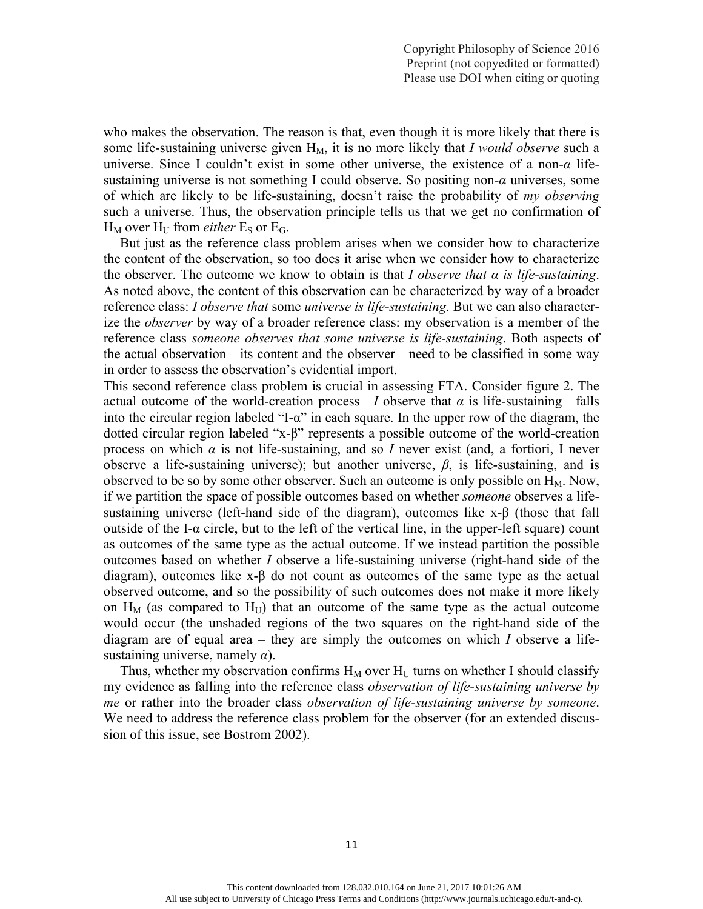who makes the observation. The reason is that, even though it is more likely that there is some life-sustaining universe given $H_M$, it is no more likely that *I would observe* such a universe. Since I couldn't exist in some other universe, the existence of a non-$\alpha$ life-sustaining universe is not something I could observe. So positing non-$\alpha$ universes, some of which are likely to be life-sustaining, doesn't raise the probability of *my observing* such a universe. Thus, the observation principle tells us that we get no confirmation of $H_M$ over $H_U$ from *either* $E_S$ or $E_G$.

But just as the reference class problem arises when we consider how to characterize the content of the observation, so too does it arise when we consider how to characterize the observer. The outcome we know to obtain is that *I observe that α is life-sustaining*. As noted above, the content of this observation can be characterized by way of a broader reference class: *I observe that* some *universe is life-sustaining*. But we can also characterize the *observer* by way of a broader reference class: my observation is a member of the reference class *someone observes that some universe is life-sustaining*. Both aspects of the actual observation—its content and the observer—need to be classified in some way in order to assess the observation's evidential import.

This second reference class problem is crucial in assessing FTA. Consider figure 2. The actual outcome of the world-creation process—*I* observe that $\alpha$ is life-sustaining—falls into the circular region labeled "I-α" in each square. In the upper row of the diagram, the dotted circular region labeled "x-β" represents a possible outcome of the world-creation process on which $\alpha$ is not life-sustaining, and so *I* never exist (and, a fortiori, I never observe a life-sustaining universe); but another universe, $\beta$, is life-sustaining, and is observed to be so by some other observer. Such an outcome is only possible on $H_M$. Now, if we partition the space of possible outcomes based on whether *someone* observes a life-sustaining universe (left-hand side of the diagram), outcomes like x-β (those that fall outside of the I-α circle, but to the left of the vertical line, in the upper-left square) count as outcomes of the same type as the actual outcome. If we instead partition the possible outcomes based on whether *I* observe a life-sustaining universe (right-hand side of the diagram), outcomes like x-β do not count as outcomes of the same type as the actual observed outcome, and so the possibility of such outcomes does not make it more likely on $H_M$ (as compared to $H_U$) that an outcome of the same type as the actual outcome would occur (the unshaded regions of the two squares on the right-hand side of the diagram are of equal area – they are simply the outcomes on which *I* observe a life-sustaining universe, namely $\alpha$).

Thus, whether my observation confirms $H_M$ over $H_U$ turns on whether I should classify my evidence as falling into the reference class *observation of life-sustaining universe by me* or rather into the broader class *observation of life-sustaining universe by someone*. We need to address the reference class problem for the observer (for an extended discussion of this issue, see Bostrom 2002).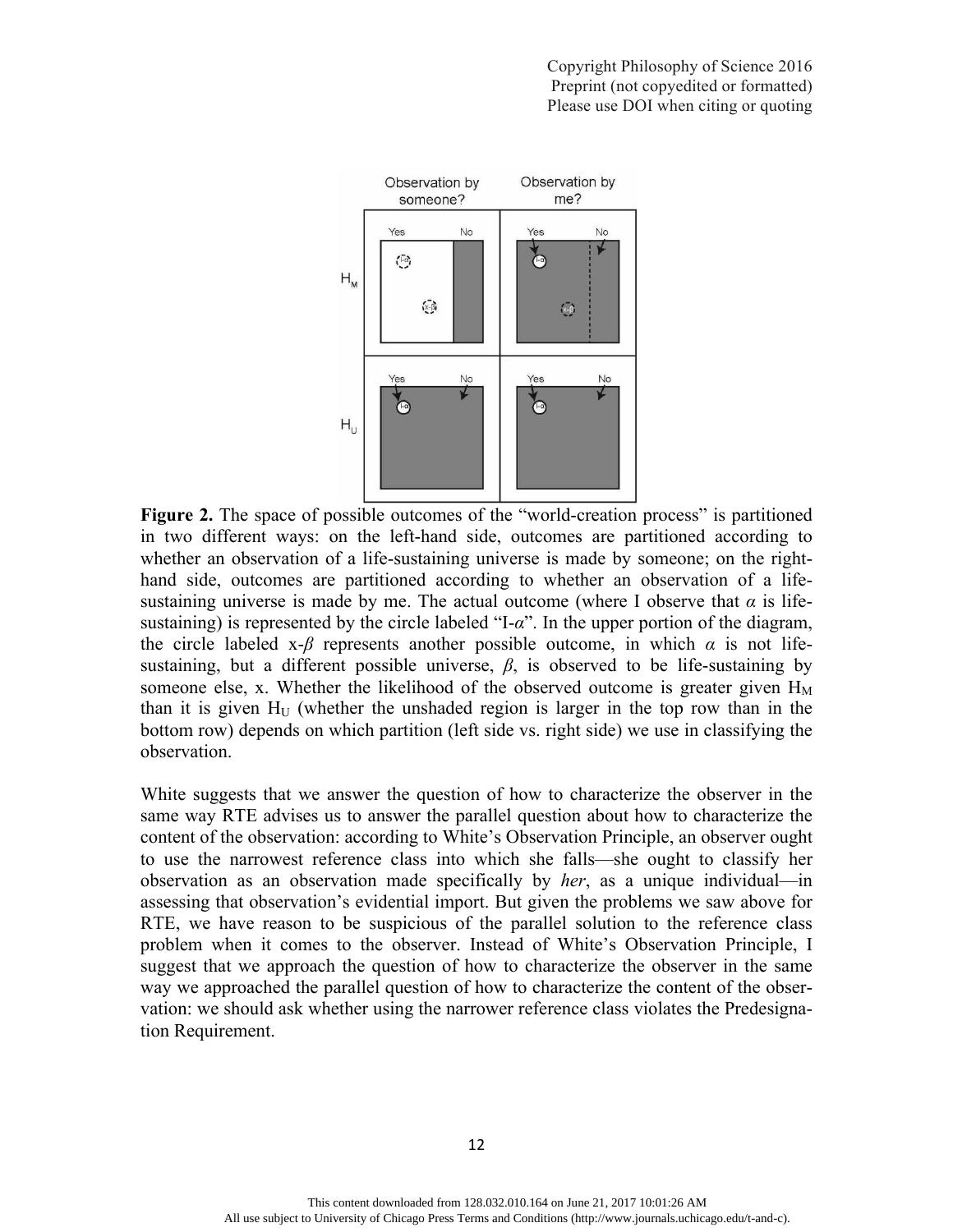**Figure 2.** The space of possible outcomes of the "world-creation process" is partitioned in two different ways: on the left-hand side, outcomes are partitioned according to whether an observation of a life-sustaining universe is made by someone; on the right-hand side, outcomes are partitioned according to whether an observation of a life-sustaining universe is made by me. The actual outcome (where I observe that $\alpha$ is life-sustaining) is represented by the circle labeled "I-$\alpha$". In the upper portion of the diagram, the circle labeled x-$\beta$ represents another possible outcome, in which $\alpha$ is not life-sustaining, but a different possible universe, $\beta$, is observed to be life-sustaining by someone else, x. Whether the likelihood of the observed outcome is greater given $H_M$ than it is given $H_U$ (whether the unshaded region is larger in the top row than in the bottom row) depends on which partition (left side vs. right side) we use in classifying the observation.

White suggests that we answer the question of how to characterize the observer in the same way RTE advises us to answer the parallel question about how to characterize the content of the observation: according to White's Observation Principle, an observer ought to use the narrowest reference class into which she falls—she ought to classify her observation as an observation made specifically by *her*, as a unique individual—in assessing that observation's evidential import. But given the problems we saw above for RTE, we have reason to be suspicious of the parallel solution to the reference class problem when it comes to the observer. Instead of White's Observation Principle, I suggest that we approach the question of how to characterize the observer in the same way we approached the parallel question of how to characterize the content of the observation: we should ask whether using the narrower reference class violates the Predesignation Requirement.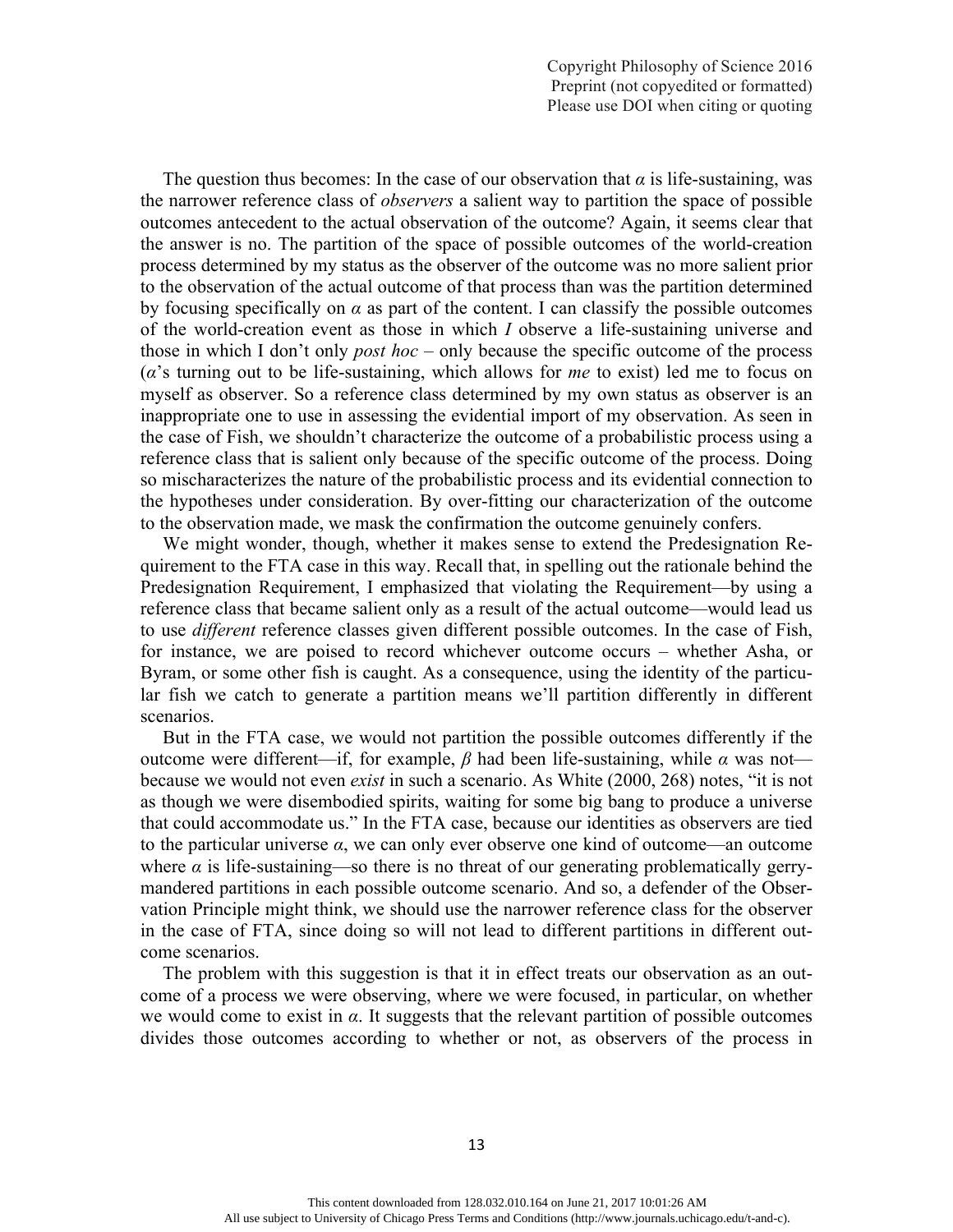The question thus becomes: In the case of our observation that $\alpha$ is life-sustaining, was the narrower reference class of *observers* a salient way to partition the space of possible outcomes antecedent to the actual observation of the outcome? Again, it seems clear that the answer is no. The partition of the space of possible outcomes of the world-creation process determined by my status as the observer of the outcome was no more salient prior to the observation of the actual outcome of that process than was the partition determined by focusing specifically on $\alpha$ as part of the content. I can classify the possible outcomes of the world-creation event as those in which *I* observe a life-sustaining universe and those in which I don't only *post hoc* – only because the specific outcome of the process ($\alpha$'s turning out to be life-sustaining, which allows for *me* to exist) led me to focus on myself as observer. So a reference class determined by my own status as observer is an inappropriate one to use in assessing the evidential import of my observation. As seen in the case of Fish, we shouldn't characterize the outcome of a probabilistic process using a reference class that is salient only because of the specific outcome of the process. Doing so mischaracterizes the nature of the probabilistic process and its evidential connection to the hypotheses under consideration. By over-fitting our characterization of the outcome to the observation made, we mask the confirmation the outcome genuinely confers.

We might wonder, though, whether it makes sense to extend the Predesignation Requirement to the FTA case in this way. Recall that, in spelling out the rationale behind the Predesignation Requirement, I emphasized that violating the Requirement—by using a reference class that became salient only as a result of the actual outcome—would lead us to use *different* reference classes given different possible outcomes. In the case of Fish, for instance, we are poised to record whichever outcome occurs – whether Asha, or Byram, or some other fish is caught. As a consequence, using the identity of the particular fish we catch to generate a partition means we'll partition differently in different scenarios.

But in the FTA case, we would not partition the possible outcomes differently if the outcome were different—if, for example, $\beta$ had been life-sustaining, while $\alpha$ was not—because we would not even *exist* in such a scenario. As White (2000, 268) notes, "it is not as though we were disembodied spirits, waiting for some big bang to produce a universe that could accommodate us." In the FTA case, because our identities as observers are tied to the particular universe $\alpha$, we can only ever observe one kind of outcome—an outcome where $\alpha$ is life-sustaining—so there is no threat of our generating problematically gerrymandered partitions in each possible outcome scenario. And so, a defender of the Observation Principle might think, we should use the narrower reference class for the observer in the case of FTA, since doing so will not lead to different partitions in different outcome scenarios.

The problem with this suggestion is that it in effect treats our observation as an outcome of a process we were observing, where we were focused, in particular, on whether we would come to exist in $\alpha$. It suggests that the relevant partition of possible outcomes divides those outcomes according to whether or not, as observers of the process in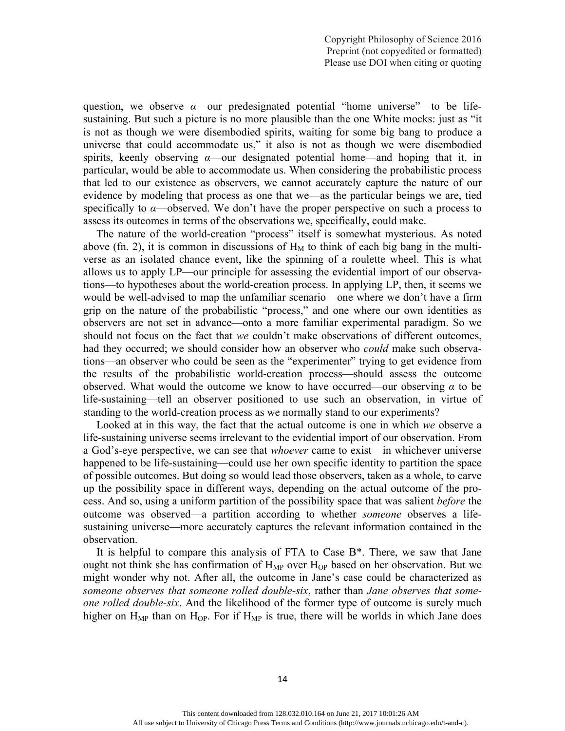question, we observe $\alpha$—our predesignated potential "home universe"—to be life-sustaining. But such a picture is no more plausible than the one White mocks: just as "it is not as though we were disembodied spirits, waiting for some big bang to produce a universe that could accommodate us," it also is not as though we were disembodied spirits, keenly observing $\alpha$—our designated potential home—and hoping that it, in particular, would be able to accommodate us. When considering the probabilistic process that led to our existence as observers, we cannot accurately capture the nature of our evidence by modeling that process as one that we—as the particular beings we are, tied specifically to $\alpha$—observed. We don't have the proper perspective on such a process to assess its outcomes in terms of the observations we, specifically, could make.

The nature of the world-creation "process" itself is somewhat mysterious. As noted above (fn. 2), it is common in discussions of $H_M$ to think of each big bang in the multiverse as an isolated chance event, like the spinning of a roulette wheel. This is what allows us to apply LP—our principle for assessing the evidential import of our observations—to hypotheses about the world-creation process. In applying LP, then, it seems we would be well-advised to map the unfamiliar scenario—one where we don't have a firm grip on the nature of the probabilistic "process," and one where our own identities as observers are not set in advance—onto a more familiar experimental paradigm. So we should not focus on the fact that *we* couldn't make observations of different outcomes, had they occurred; we should consider how an observer who *could* make such observations—an observer who could be seen as the "experimenter" trying to get evidence from the results of the probabilistic world-creation process—should assess the outcome observed. What would the outcome we know to have occurred—our observing $\alpha$ to be life-sustaining—tell an observer positioned to use such an observation, in virtue of standing to the world-creation process as we normally stand to our experiments?

Looked at in this way, the fact that the actual outcome is one in which *we* observe a life-sustaining universe seems irrelevant to the evidential import of our observation. From a God's-eye perspective, we can see that *whoever* came to exist—in whichever universe happened to be life-sustaining—could use her own specific identity to partition the space of possible outcomes. But doing so would lead those observers, taken as a whole, to carve up the possibility space in different ways, depending on the actual outcome of the process. And so, using a uniform partition of the possibility space that was salient *before* the outcome was observed—a partition according to whether *someone* observes a life-sustaining universe—more accurately captures the relevant information contained in the observation.

It is helpful to compare this analysis of FTA to Case B*. There, we saw that Jane ought not think she has confirmation of $H_{MP}$ over $H_{OP}$ based on her observation. But we might wonder why not. After all, the outcome in Jane's case could be characterized as *someone observes that someone rolled double-six*, rather than *Jane observes that someone rolled double-six*. And the likelihood of the former type of outcome is surely much higher on $H_{MP}$ than on $H_{OP}$. For if $H_{MP}$ is true, there will be worlds in which Jane does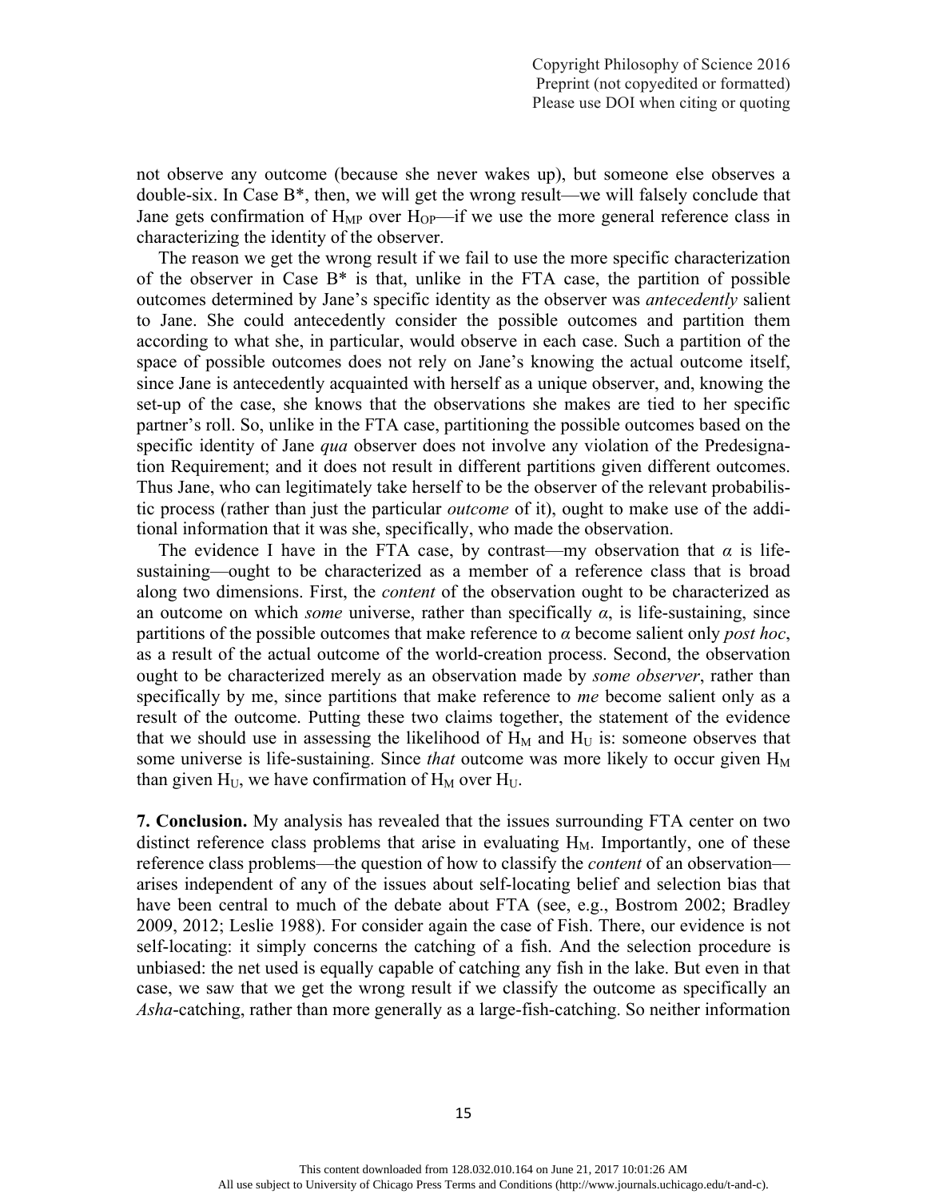not observe any outcome (because she never wakes up), but someone else observes a double-six. In Case B*, then, we will get the wrong result—we will falsely conclude that Jane gets confirmation of $H_{MP}$ over $H_{OP}$—if we use the more general reference class in characterizing the identity of the observer.

The reason we get the wrong result if we fail to use the more specific characterization of the observer in Case B* is that, unlike in the FTA case, the partition of possible outcomes determined by Jane's specific identity as the observer was *antecedently* salient to Jane. She could antecedently consider the possible outcomes and partition them according to what she, in particular, would observe in each case. Such a partition of the space of possible outcomes does not rely on Jane's knowing the actual outcome itself, since Jane is antecedently acquainted with herself as a unique observer, and, knowing the set-up of the case, she knows that the observations she makes are tied to her specific partner's roll. So, unlike in the FTA case, partitioning the possible outcomes based on the specific identity of Jane *qua* observer does not involve any violation of the Predesignation Requirement; and it does not result in different partitions given different outcomes. Thus Jane, who can legitimately take herself to be the observer of the relevant probabilistic process (rather than just the particular *outcome* of it), ought to make use of the additional information that it was she, specifically, who made the observation.

The evidence I have in the FTA case, by contrast—my observation that $\alpha$ is life-sustaining—ought to be characterized as a member of a reference class that is broad along two dimensions. First, the *content* of the observation ought to be characterized as an outcome on which *some* universe, rather than specifically $\alpha$, is life-sustaining, since partitions of the possible outcomes that make reference to $\alpha$ become salient only *post hoc*, as a result of the actual outcome of the world-creation process. Second, the observation ought to be characterized merely as an observation made by *some observer*, rather than specifically by me, since partitions that make reference to *me* become salient only as a result of the outcome. Putting these two claims together, the statement of the evidence that we should use in assessing the likelihood of $H_M$ and $H_U$ is: someone observes that some universe is life-sustaining. Since *that* outcome was more likely to occur given $H_M$ than given $H_U$, we have confirmation of $H_M$ over $H_U$.

**7. Conclusion.** My analysis has revealed that the issues surrounding FTA center on two distinct reference class problems that arise in evaluating $H_M$. Importantly, one of these reference class problems—the question of how to classify the *content* of an observation—arises independent of any of the issues about self-locating belief and selection bias that have been central to much of the debate about FTA (see, e.g., Bostrom 2002; Bradley 2009, 2012; Leslie 1988). For consider again the case of Fish. There, our evidence is not self-locating: it simply concerns the catching of a fish. And the selection procedure is unbiased: the net used is equally capable of catching any fish in the lake. But even in that case, we saw that we get the wrong result if we classify the outcome as specifically an *Asha*-catching, rather than more generally as a large-fish-catching. So neither information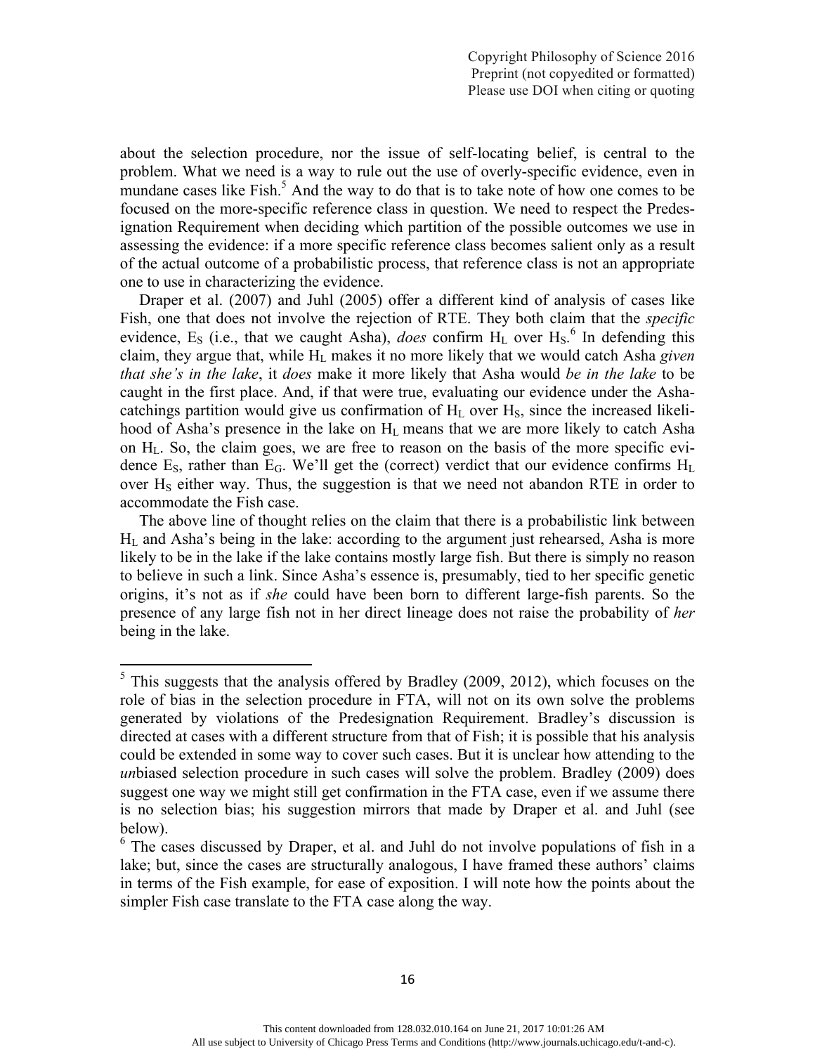about the selection procedure, nor the issue of self-locating belief, is central to the problem. What we need is a way to rule out the use of overly-specific evidence, even in mundane cases like Fish.[5] And the way to do that is to take note of how one comes to be focused on the more-specific reference class in question. We need to respect the Predesignation Requirement when deciding which partition of the possible outcomes we use in assessing the evidence: if a more specific reference class becomes salient only as a result of the actual outcome of a probabilistic process, that reference class is not an appropriate one to use in characterizing the evidence.

Draper et al. (2007) and Juhl (2005) offer a different kind of analysis of cases like Fish, one that does not involve the rejection of RTE. They both claim that the *specific* evidence, $E_S$ (i.e., that we caught Asha), *does* confirm $H_L$ over $H_S$.[6] In defending this claim, they argue that, while $H_L$ makes it no more likely that we would catch Asha *given that she's in the lake*, it *does* make it more likely that Asha would *be in the lake* to be caught in the first place. And, if that were true, evaluating our evidence under the Asha-catchings partition would give us confirmation of $H_L$ over $H_S$, since the increased likelihood of Asha's presence in the lake on $H_L$ means that we are more likely to catch Asha on $H_L$. So, the claim goes, we are free to reason on the basis of the more specific evidence $E_S$, rather than $E_G$. We'll get the (correct) verdict that our evidence confirms $H_L$ over $H_S$ either way. Thus, the suggestion is that we need not abandon RTE in order to accommodate the Fish case.

The above line of thought relies on the claim that there is a probabilistic link between $H_L$ and Asha's being in the lake: according to the argument just rehearsed, Asha is more likely to be in the lake if the lake contains mostly large fish. But there is simply no reason to believe in such a link. Since Asha's essence is, presumably, tied to her specific genetic origins, it's not as if *she* could have been born to different large-fish parents. So the presence of any large fish not in her direct lineage does not raise the probability of *her* being in the lake.

---

[5] This suggests that the analysis offered by Bradley (2009, 2012), which focuses on the role of bias in the selection procedure in FTA, will not on its own solve the problems generated by violations of the Predesignation Requirement. Bradley's discussion is directed at cases with a different structure from that of Fish; it is possible that his analysis could be extended in some way to cover such cases. But it is unclear how attending to the *un*biased selection procedure in such cases will solve the problem. Bradley (2009) does suggest one way we might still get confirmation in the FTA case, even if we assume there is no selection bias; his suggestion mirrors that made by Draper et al. and Juhl (see below).

[6] The cases discussed by Draper, et al. and Juhl do not involve populations of fish in a lake; but, since the cases are structurally analogous, I have framed these authors' claims in terms of the Fish example, for ease of exposition. I will note how the points about the simpler Fish case translate to the FTA case along the way.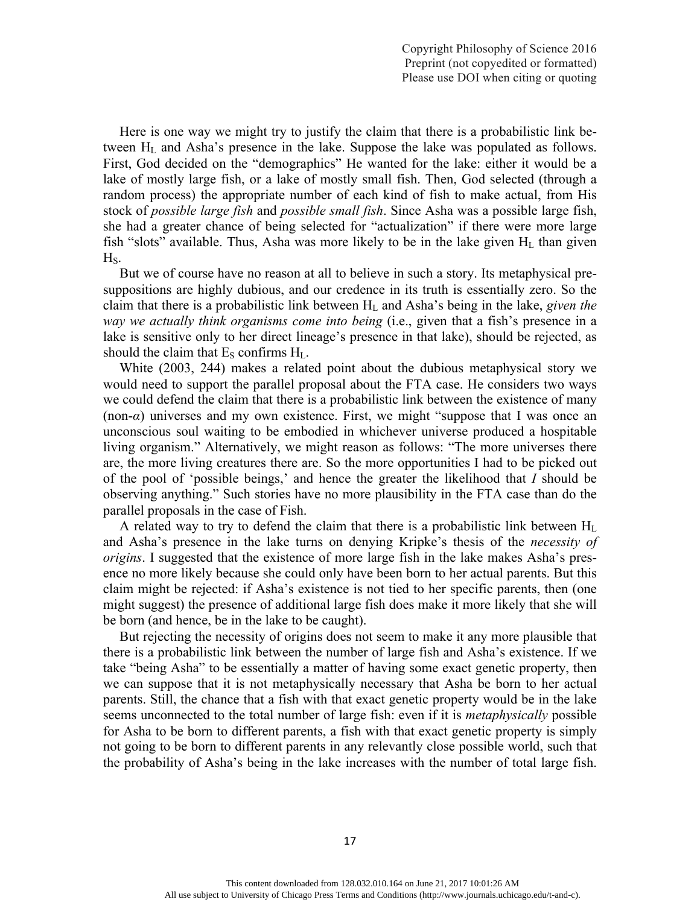Here is one way we might try to justify the claim that there is a probabilistic link between $H_L$ and Asha's presence in the lake. Suppose the lake was populated as follows. First, God decided on the "demographics" He wanted for the lake: either it would be a lake of mostly large fish, or a lake of mostly small fish. Then, God selected (through a random process) the appropriate number of each kind of fish to make actual, from His stock of *possible large fish* and *possible small fish*. Since Asha was a possible large fish, she had a greater chance of being selected for "actualization" if there were more large fish "slots" available. Thus, Asha was more likely to be in the lake given $H_L$ than given $H_S$.

But we of course have no reason at all to believe in such a story. Its metaphysical presuppositions are highly dubious, and our credence in its truth is essentially zero. So the claim that there is a probabilistic link between $H_L$ and Asha's being in the lake, *given the way we actually think organisms come into being* (i.e., given that a fish's presence in a lake is sensitive only to her direct lineage's presence in that lake), should be rejected, as should the claim that $E_S$ confirms $H_L$.

White (2003, 244) makes a related point about the dubious metaphysical story we would need to support the parallel proposal about the FTA case. He considers two ways we could defend the claim that there is a probabilistic link between the existence of many (non-$\alpha$) universes and my own existence. First, we might "suppose that I was once an unconscious soul waiting to be embodied in whichever universe produced a hospitable living organism." Alternatively, we might reason as follows: "The more universes there are, the more living creatures there are. So the more opportunities I had to be picked out of the pool of 'possible beings,' and hence the greater the likelihood that *I* should be observing anything." Such stories have no more plausibility in the FTA case than do the parallel proposals in the case of Fish.

A related way to try to defend the claim that there is a probabilistic link between $H_L$ and Asha's presence in the lake turns on denying Kripke's thesis of the *necessity of origins*. I suggested that the existence of more large fish in the lake makes Asha's presence no more likely because she could only have been born to her actual parents. But this claim might be rejected: if Asha's existence is not tied to her specific parents, then (one might suggest) the presence of additional large fish does make it more likely that she will be born (and hence, be in the lake to be caught).

But rejecting the necessity of origins does not seem to make it any more plausible that there is a probabilistic link between the number of large fish and Asha's existence. If we take "being Asha" to be essentially a matter of having some exact genetic property, then we can suppose that it is not metaphysically necessary that Asha be born to her actual parents. Still, the chance that a fish with that exact genetic property would be in the lake seems unconnected to the total number of large fish: even if it is *metaphysically* possible for Asha to be born to different parents, a fish with that exact genetic property is simply not going to be born to different parents in any relevantly close possible world, such that the probability of Asha's being in the lake increases with the number of total large fish.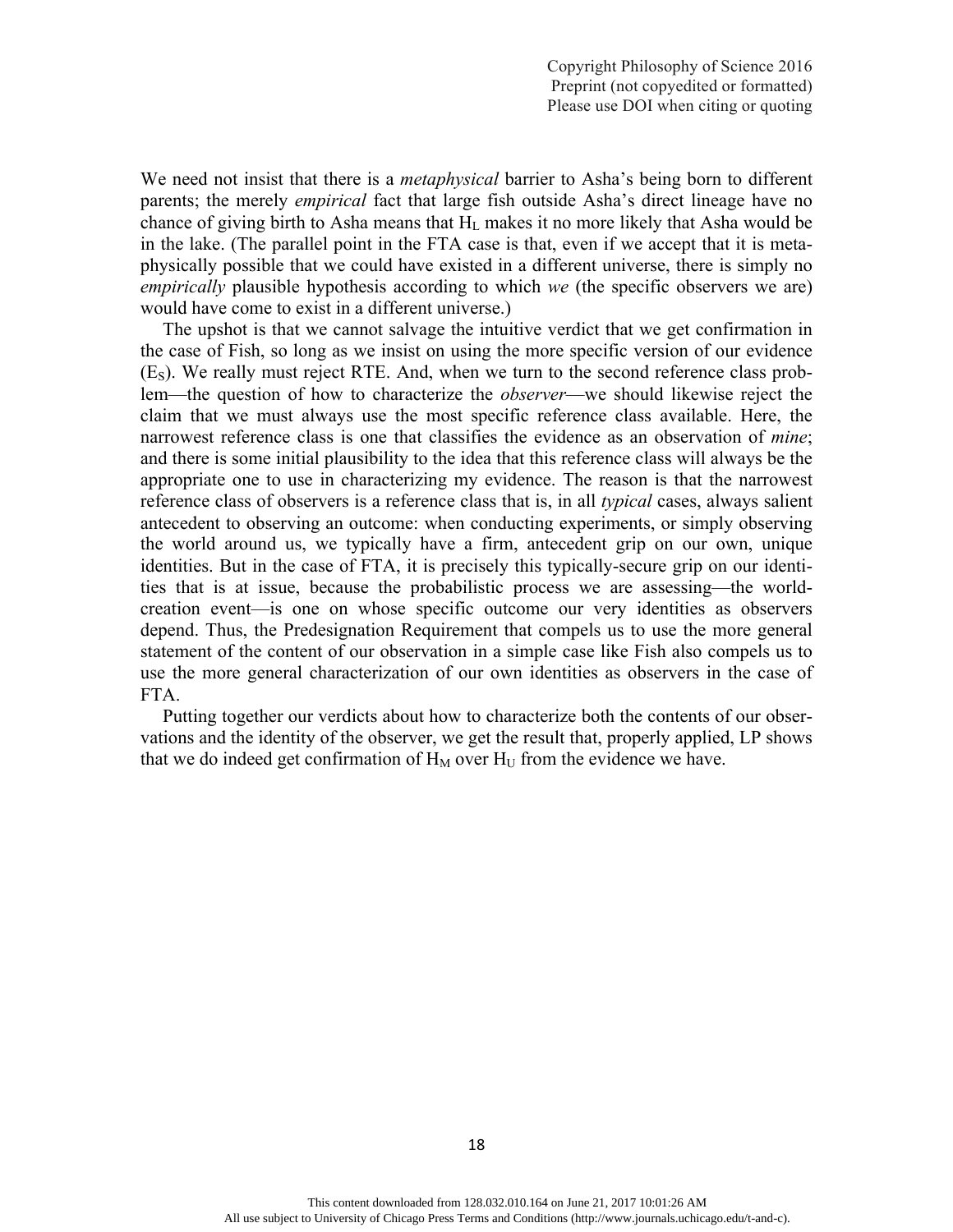We need not insist that there is a *metaphysical* barrier to Asha's being born to different parents; the merely *empirical* fact that large fish outside Asha's direct lineage have no chance of giving birth to Asha means that $H_L$ makes it no more likely that Asha would be in the lake. (The parallel point in the FTA case is that, even if we accept that it is metaphysically possible that we could have existed in a different universe, there is simply no *empirically* plausible hypothesis according to which *we* (the specific observers we are) would have come to exist in a different universe.)

The upshot is that we cannot salvage the intuitive verdict that we get confirmation in the case of Fish, so long as we insist on using the more specific version of our evidence ($E_S$). We really must reject RTE. And, when we turn to the second reference class problem—the question of how to characterize the *observer*—we should likewise reject the claim that we must always use the most specific reference class available. Here, the narrowest reference class is one that classifies the evidence as an observation of *mine*; and there is some initial plausibility to the idea that this reference class will always be the appropriate one to use in characterizing my evidence. The reason is that the narrowest reference class of observers is a reference class that is, in all *typical* cases, always salient antecedent to observing an outcome: when conducting experiments, or simply observing the world around us, we typically have a firm, antecedent grip on our own, unique identities. But in the case of FTA, it is precisely this typically-secure grip on our identities that is at issue, because the probabilistic process we are assessing—the world-creation event—is one on whose specific outcome our very identities as observers depend. Thus, the Predesignation Requirement that compels us to use the more general statement of the content of our observation in a simple case like Fish also compels us to use the more general characterization of our own identities as observers in the case of FTA.

Putting together our verdicts about how to characterize both the contents of our observations and the identity of the observer, we get the result that, properly applied, LP shows that we do indeed get confirmation of $H_M$ over $H_U$ from the evidence we have.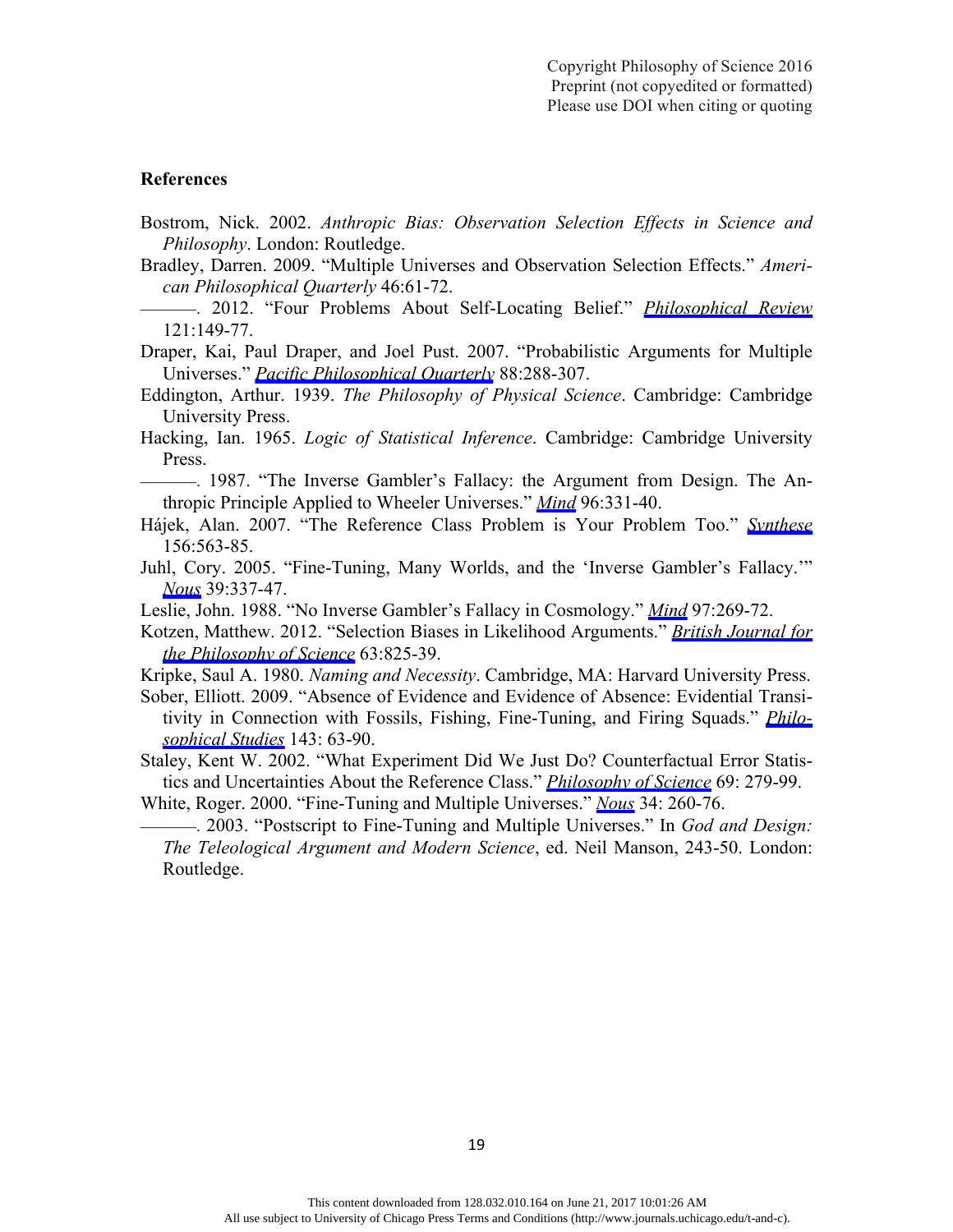## References

Bostrom, Nick. 2002. *Anthropic Bias: Observation Selection Effects in Science and Philosophy*. London: Routledge.

Bradley, Darren. 2009. "Multiple Universes and Observation Selection Effects." *American Philosophical Quarterly* 46:61-72.

———. 2012. "Four Problems About Self-Locating Belief." *Philosophical Review* 121:149-77.

Draper, Kai, Paul Draper, and Joel Pust. 2007. "Probabilistic Arguments for Multiple Universes." *Pacific Philosophical Quarterly* 88:288-307.

Eddington, Arthur. 1939. *The Philosophy of Physical Science*. Cambridge: Cambridge University Press.

Hacking, Ian. 1965. *Logic of Statistical Inference*. Cambridge: Cambridge University Press.

———. 1987. "The Inverse Gambler's Fallacy: the Argument from Design. The Anthropic Principle Applied to Wheeler Universes." *Mind* 96:331-40.

Hájek, Alan. 2007. "The Reference Class Problem is Your Problem Too." *Synthese* 156:563-85.

Juhl, Cory. 2005. "Fine-Tuning, Many Worlds, and the 'Inverse Gambler's Fallacy.'" *Nous* 39:337-47.

Leslie, John. 1988. "No Inverse Gambler's Fallacy in Cosmology." *Mind* 97:269-72.

Kotzen, Matthew. 2012. "Selection Biases in Likelihood Arguments." *British Journal for the Philosophy of Science* 63:825-39.

Kripke, Saul A. 1980. *Naming and Necessity*. Cambridge, MA: Harvard University Press.

Sober, Elliott. 2009. "Absence of Evidence and Evidence of Absence: Evidential Transitivity in Connection with Fossils, Fishing, Fine-Tuning, and Firing Squads." *Philosophical Studies* 143: 63-90.

Staley, Kent W. 2002. "What Experiment Did We Just Do? Counterfactual Error Statistics and Uncertainties About the Reference Class." *Philosophy of Science* 69: 279-99.

White, Roger. 2000. "Fine-Tuning and Multiple Universes." *Nous* 34: 260-76.

———. 2003. "Postscript to Fine-Tuning and Multiple Universes." In *God and Design: The Teleological Argument and Modern Science*, ed. Neil Manson, 243-50. London: Routledge.